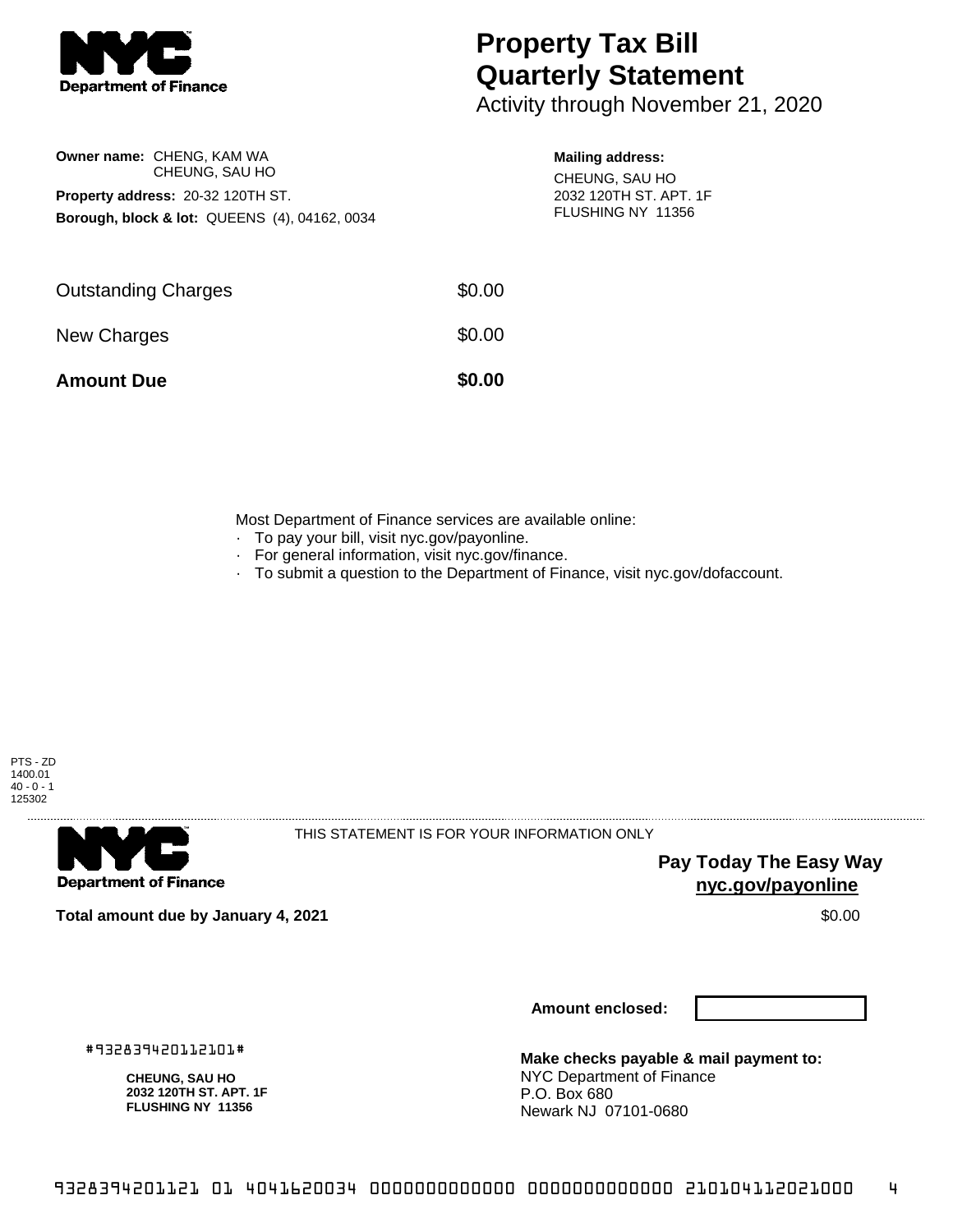# Property Tax Bill Quarterly Statement

Activity through November 21, 2020

**Owner name:** CHENG, KAM WA
CHEUNG, SAU HO

**Property address:** 20-32 120TH ST.

**Borough, block & lot:** QUEENS (4), 04162, 0034

**Mailing address:**
CHEUNG, SAU HO
2032 120TH ST. APT. 1F
FLUSHING NY 11356

| | |
|---|---|
| Outstanding Charges | $0.00 |
| New Charges | $0.00 |
| **Amount Due** | **$0.00** |

Most Department of Finance services are available online:

- To pay your bill, visit nyc.gov/payonline.
- For general information, visit nyc.gov/finance.
- To submit a question to the Department of Finance, visit nyc.gov/dofaccount.

PTS - ZD
1400.01
40 - 0 - 1
125302

THIS STATEMENT IS FOR YOUR INFORMATION ONLY

**Pay Today The Easy Way**
**nyc.gov/payonline**

**Total amount due by January 4, 2021** $0.00

**Amount enclosed:**

#932839420112101#

**CHEUNG, SAU HO**
**2032 120TH ST. APT. 1F**
**FLUSHING NY 11356**

**Make checks payable & mail payment to:**
NYC Department of Finance
P.O. Box 680
Newark NJ 07101-0680

9328394201121 01 4041620034 0000000000000 0000000000000 210104112021000 4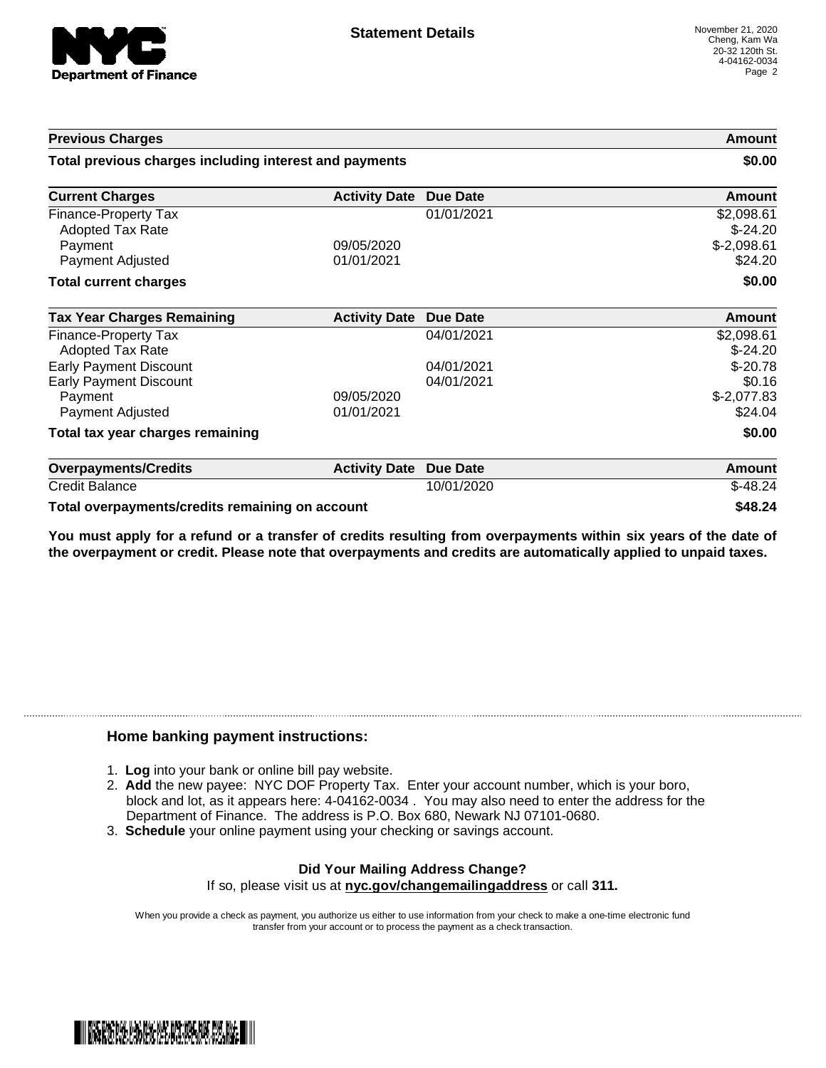# Statement Details

November 21, 2020
Cheng, Kam Wa
20-32 120th St.
4-04162-0034

| Previous Charges | | | Amount |
|---|---|---|---|
| **Total previous charges including interest and payments** | | | **$0.00** |

| Current Charges | Activity Date | Due Date | Amount |
|---|---|---|---|
| Finance-Property Tax | | 01/01/2021 | $2,098.61 |
| Adopted Tax Rate | | | $-24.20 |
| Payment | 09/05/2020 | | $-2,098.61 |
| Payment Adjusted | 01/01/2021 | | $24.20 |
| **Total current charges** | | | **$0.00** |

| Tax Year Charges Remaining | Activity Date | Due Date | Amount |
|---|---|---|---|
| Finance-Property Tax | | 04/01/2021 | $2,098.61 |
| Adopted Tax Rate | | | $-24.20 |
| Early Payment Discount | | 04/01/2021 | $-20.78 |
| Early Payment Discount | | 04/01/2021 | $0.16 |
| Payment | 09/05/2020 | | $-2,077.83 |
| Payment Adjusted | 01/01/2021 | | $24.04 |
| **Total tax year charges remaining** | | | **$0.00** |

| Overpayments/Credits | Activity Date | Due Date | Amount |
|---|---|---|---|
| Credit Balance | | 10/01/2020 | $-48.24 |
| **Total overpayments/credits remaining on account** | | | **$48.24** |

**You must apply for a refund or a transfer of credits resulting from overpayments within six years of the date of the overpayment or credit. Please note that overpayments and credits are automatically applied to unpaid taxes.**

### Home banking payment instructions:

1. **Log** into your bank or online bill pay website.
2. **Add** the new payee: NYC DOF Property Tax. Enter your account number, which is your boro, block and lot, as it appears here: 4-04162-0034 . You may also need to enter the address for the Department of Finance. The address is P.O. Box 680, Newark NJ 07101-0680.
3. **Schedule** your online payment using your checking or savings account.

**Did Your Mailing Address Change?**

If so, please visit us at **nyc.gov/changemailingaddress** or call **311.**

When you provide a check as payment, you authorize us either to use information from your check to make a one-time electronic fund transfer from your account or to process the payment as a check transaction.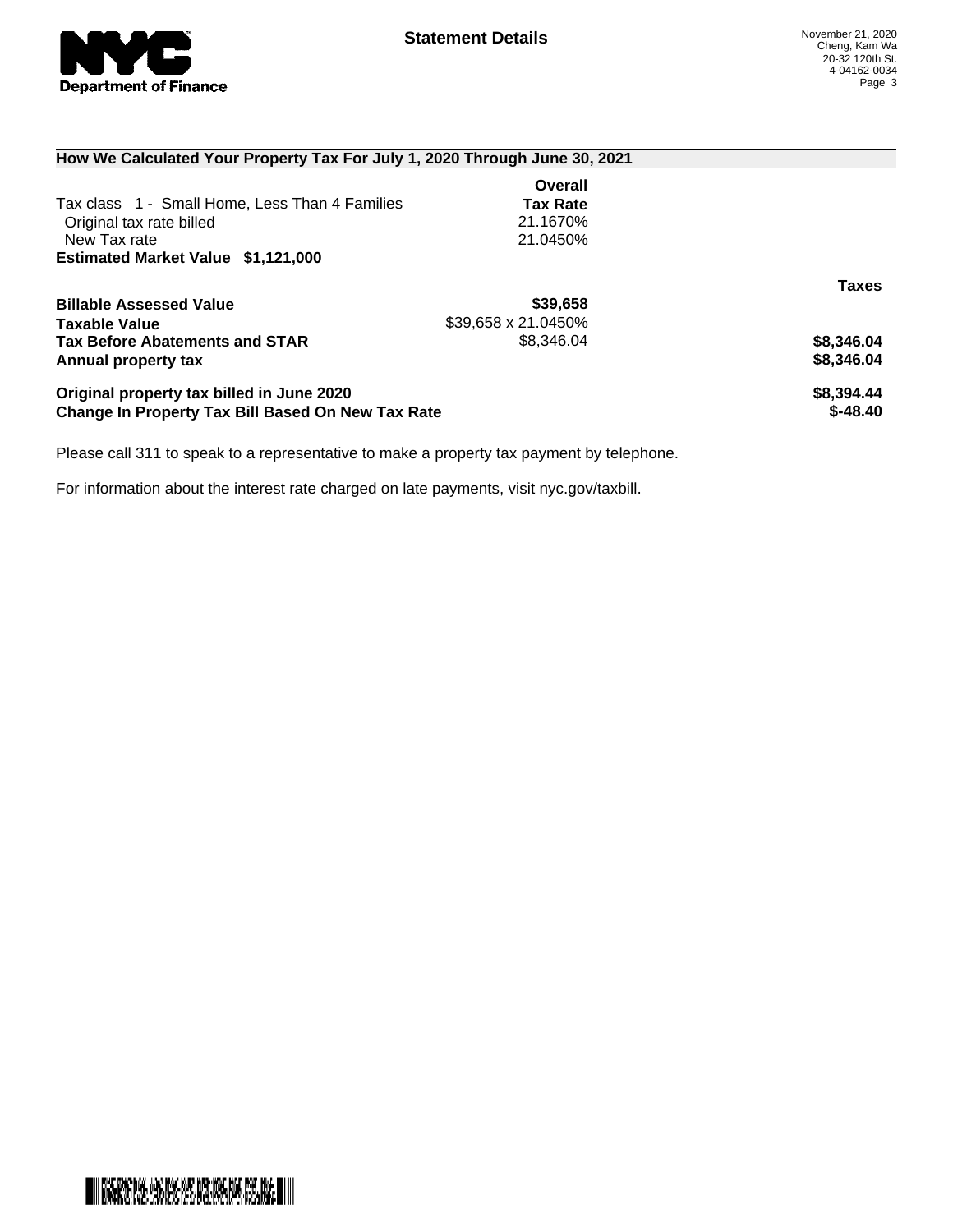# Statement Details

November 21, 2020
Cheng, Kam Wa
20-32 120th St.
4-04162-0034

## How We Calculated Your Property Tax For July 1, 2020 Through June 30, 2021

| | Overall Tax Rate | |
|---|---|---|
| Tax class 1 - Small Home, Less Than 4 Families | | |
| Original tax rate billed | 21.1670% | |
| New Tax rate | 21.0450% | |
| **Estimated Market Value $1,121,000** | | |
| | | **Taxes** |
| **Billable Assessed Value** | **$39,658** | |
| **Taxable Value** | $39,658 x 21.0450% | |
| **Tax Before Abatements and STAR** | $8,346.04 | **$8,346.04** |
| **Annual property tax** | | **$8,346.04** |
| **Original property tax billed in June 2020** | | **$8,394.44** |
| **Change In Property Tax Bill Based On New Tax Rate** | | **$-48.40** |

Please call 311 to speak to a representative to make a property tax payment by telephone.

For information about the interest rate charged on late payments, visit nyc.gov/taxbill.